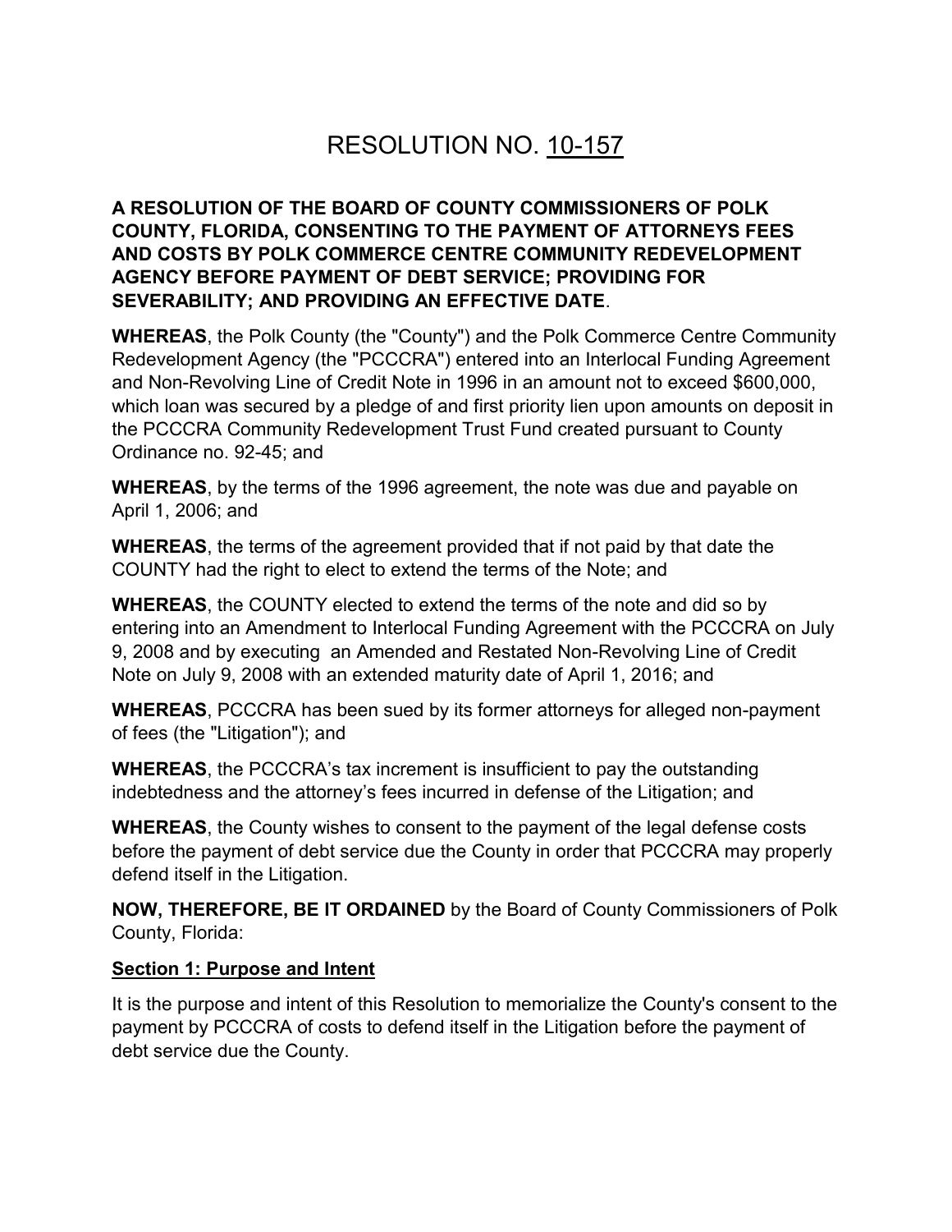# RESOLUTION NO. 10-157

**A RESOLUTION OF THE BOARD OF COUNTY COMMISSIONERS OF POLK COUNTY, FLORIDA, CONSENTING TO THE PAYMENT OF ATTORNEYS FEES AND COSTS BY POLK COMMERCE CENTRE COMMUNITY REDEVELOPMENT AGENCY BEFORE PAYMENT OF DEBT SERVICE; PROVIDING FOR SEVERABILITY; AND PROVIDING AN EFFECTIVE DATE**.

**WHEREAS**, the Polk County (the "County") and the Polk Commerce Centre Community Redevelopment Agency (the "PCCCRA") entered into an Interlocal Funding Agreement and Non-Revolving Line of Credit Note in 1996 in an amount not to exceed $600,000, which loan was secured by a pledge of and first priority lien upon amounts on deposit in the PCCCRA Community Redevelopment Trust Fund created pursuant to County Ordinance no. 92-45; and

**WHEREAS**, by the terms of the 1996 agreement, the note was due and payable on April 1, 2006; and

**WHEREAS**, the terms of the agreement provided that if not paid by that date the COUNTY had the right to elect to extend the terms of the Note; and

**WHEREAS**, the COUNTY elected to extend the terms of the note and did so by entering into an Amendment to Interlocal Funding Agreement with the PCCCRA on July 9, 2008 and by executing an Amended and Restated Non-Revolving Line of Credit Note on July 9, 2008 with an extended maturity date of April 1, 2016; and

**WHEREAS**, PCCCRA has been sued by its former attorneys for alleged non-payment of fees (the "Litigation"); and

**WHEREAS**, the PCCCRA's tax increment is insufficient to pay the outstanding indebtedness and the attorney's fees incurred in defense of the Litigation; and

**WHEREAS**, the County wishes to consent to the payment of the legal defense costs before the payment of debt service due the County in order that PCCCRA may properly defend itself in the Litigation.

**NOW, THEREFORE, BE IT ORDAINED** by the Board of County Commissioners of Polk County, Florida:

**Section 1: Purpose and Intent**

It is the purpose and intent of this Resolution to memorialize the County's consent to the payment by PCCCRA of costs to defend itself in the Litigation before the payment of debt service due the County.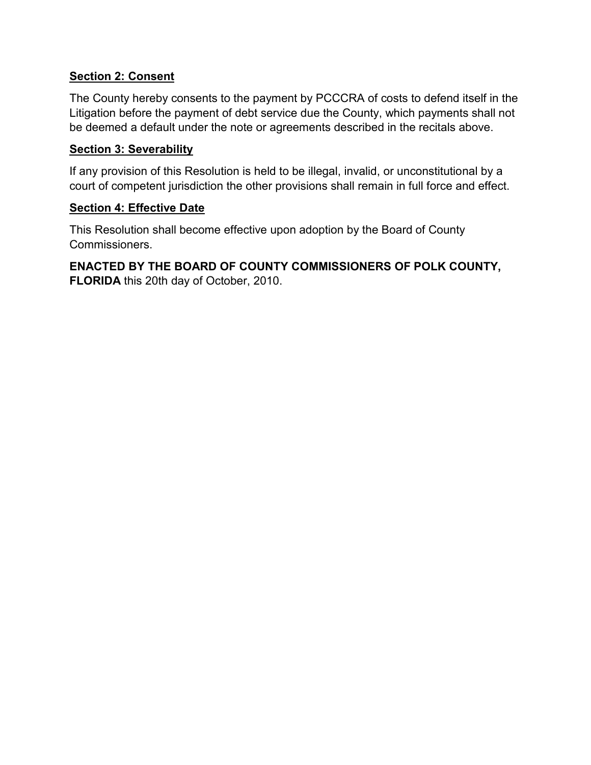**Section 2: Consent**

The County hereby consents to the payment by PCCCRA of costs to defend itself in the Litigation before the payment of debt service due the County, which payments shall not be deemed a default under the note or agreements described in the recitals above.

**Section 3: Severability**

If any provision of this Resolution is held to be illegal, invalid, or unconstitutional by a court of competent jurisdiction the other provisions shall remain in full force and effect.

**Section 4: Effective Date**

This Resolution shall become effective upon adoption by the Board of County Commissioners.

**ENACTED BY THE BOARD OF COUNTY COMMISSIONERS OF POLK COUNTY, FLORIDA** this 20th day of October, 2010.